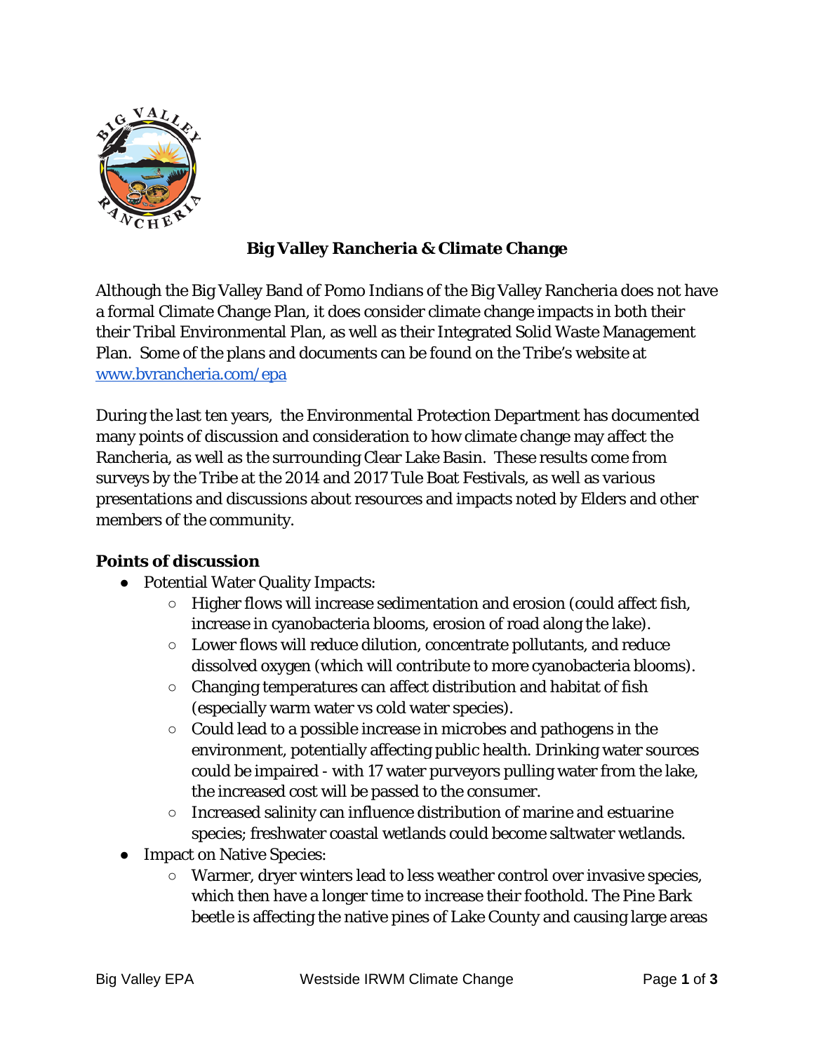# Big Valley Rancheria & Climate Change

Although the Big Valley Band of Pomo Indians of the Big Valley Rancheria does not have a formal Climate Change Plan, it does consider climate change impacts in both their their Tribal Environmental Plan, as well as their Integrated Solid Waste Management Plan. Some of the plans and documents can be found on the Tribe's website at [www.bvrancheria.com/epa](www.bvrancheria.com/epa)

During the last ten years, the Environmental Protection Department has documented many points of discussion and consideration to how climate change may affect the Rancheria, as well as the surrounding Clear Lake Basin. These results come from surveys by the Tribe at the 2014 and 2017 Tule Boat Festivals, as well as various presentations and discussions about resources and impacts noted by Elders and other members of the community.

## Points of discussion

- Potential Water Quality Impacts:
    - Higher flows will increase sedimentation and erosion (could affect fish, increase in cyanobacteria blooms, erosion of road along the lake).
    - Lower flows will reduce dilution, concentrate pollutants, and reduce dissolved oxygen (which will contribute to more cyanobacteria blooms).
    - Changing temperatures can affect distribution and habitat of fish (especially warm water vs cold water species).
    - Could lead to a possible increase in microbes and pathogens in the environment, potentially affecting public health. Drinking water sources could be impaired - with 17 water purveyors pulling water from the lake, the increased cost will be passed to the consumer.
    - Increased salinity can influence distribution of marine and estuarine species; freshwater coastal wetlands could become saltwater wetlands.
- Impact on Native Species:
    - Warmer, dryer winters lead to less weather control over invasive species, which then have a longer time to increase their foothold. The Pine Bark beetle is affecting the native pines of Lake County and causing large areas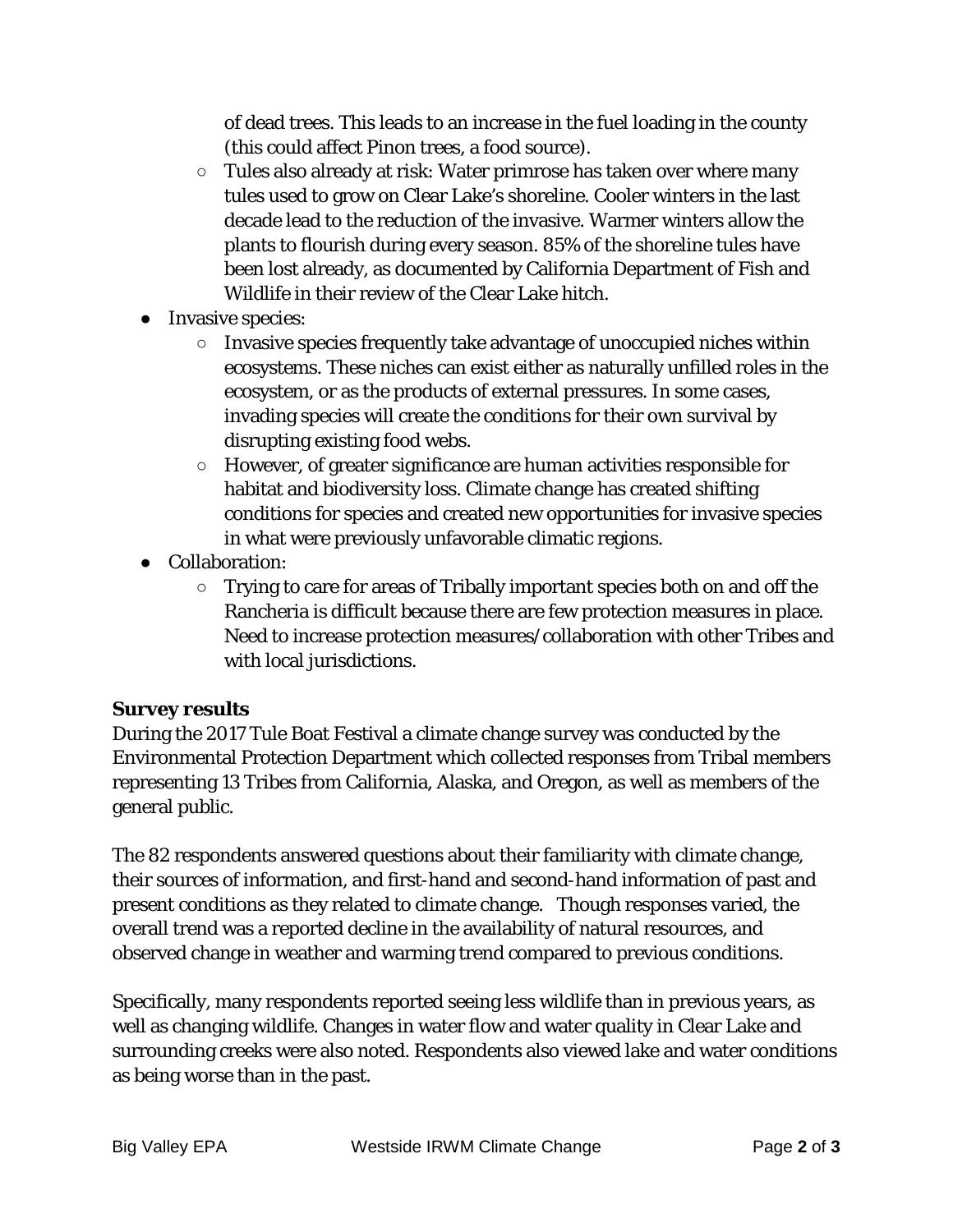of dead trees. This leads to an increase in the fuel loading in the county (this could affect Pinon trees, a food source).

- Tules also already at risk: Water primrose has taken over where many tules used to grow on Clear Lake's shoreline. Cooler winters in the last decade lead to the reduction of the invasive. Warmer winters allow the plants to flourish during every season. 85% of the shoreline tules have been lost already, as documented by California Department of Fish and Wildlife in their review of the Clear Lake hitch.

- Invasive species:
  - Invasive species frequently take advantage of unoccupied niches within ecosystems. These niches can exist either as naturally unfilled roles in the ecosystem, or as the products of external pressures. In some cases, invading species will create the conditions for their own survival by disrupting existing food webs.
  - However, of greater significance are human activities responsible for habitat and biodiversity loss. Climate change has created shifting conditions for species and created new opportunities for invasive species in what were previously unfavorable climatic regions.
- Collaboration:
  - Trying to care for areas of Tribally important species both on and off the Rancheria is difficult because there are few protection measures in place. Need to increase protection measures/collaboration with other Tribes and with local jurisdictions.

**Survey results**

During the 2017 Tule Boat Festival a climate change survey was conducted by the Environmental Protection Department which collected responses from Tribal members representing 13 Tribes from California, Alaska, and Oregon, as well as members of the general public.

The 82 respondents answered questions about their familiarity with climate change, their sources of information, and first-hand and second-hand information of past and present conditions as they related to climate change. Though responses varied, the overall trend was a reported decline in the availability of natural resources, and observed change in weather and warming trend compared to previous conditions.

Specifically, many respondents reported seeing less wildlife than in previous years, as well as changing wildlife. Changes in water flow and water quality in Clear Lake and surrounding creeks were also noted. Respondents also viewed lake and water conditions as being worse than in the past.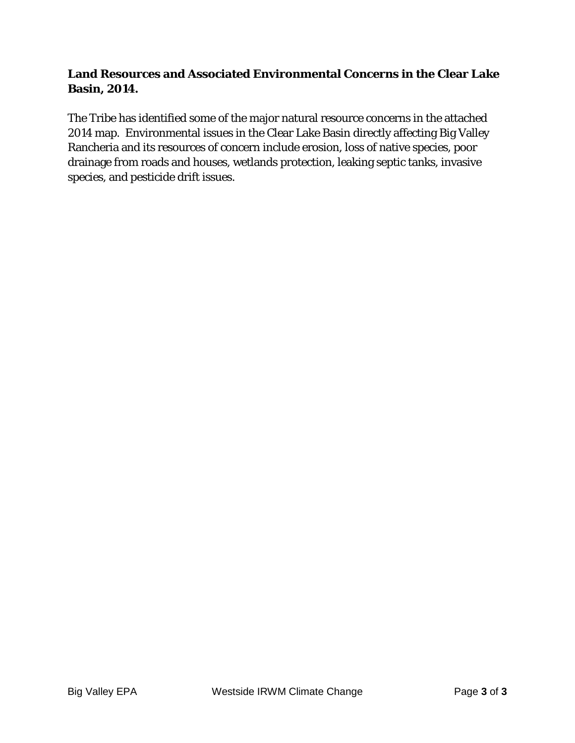**Land Resources and Associated Environmental Concerns in the Clear Lake Basin, 2014.**

The Tribe has identified some of the major natural resource concerns in the attached 2014 map. Environmental issues in the Clear Lake Basin directly affecting Big Valley Rancheria and its resources of concern include erosion, loss of native species, poor drainage from roads and houses, wetlands protection, leaking septic tanks, invasive species, and pesticide drift issues.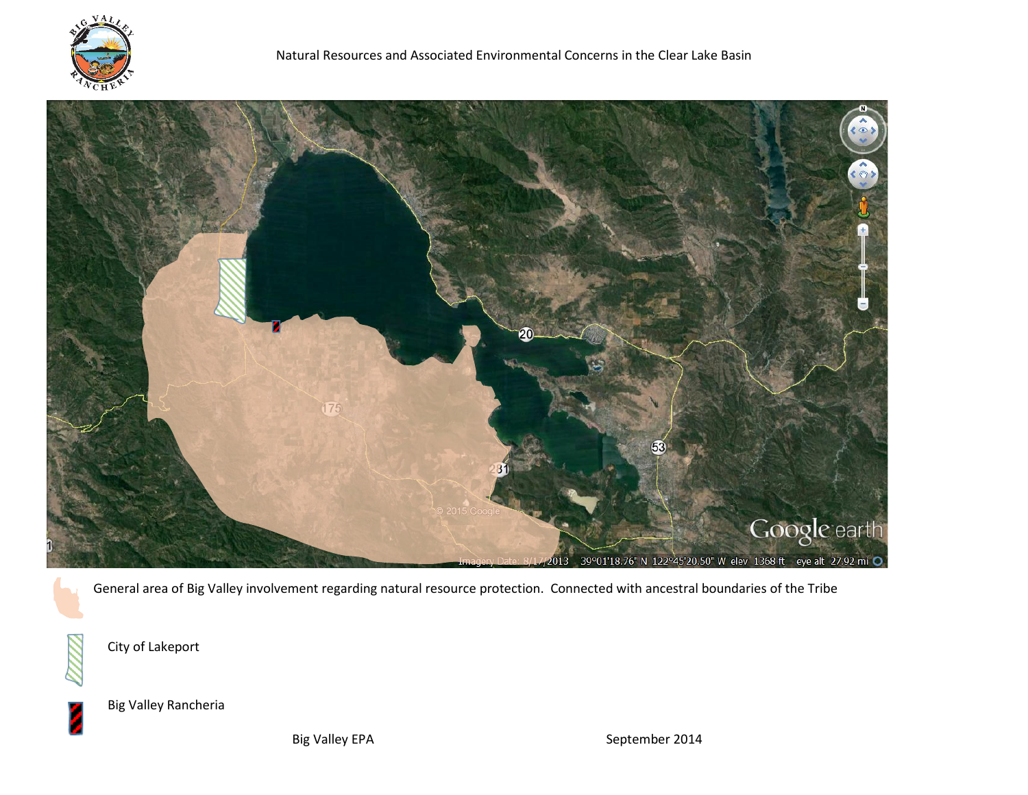Natural Resources and Associated Environmental Concerns in the Clear Lake Basin

General area of Big Valley involvement regarding natural resource protection. Connected with ancestral boundaries of the Tribe

City of Lakeport

Big Valley Rancheria

Big Valley EPA September 2014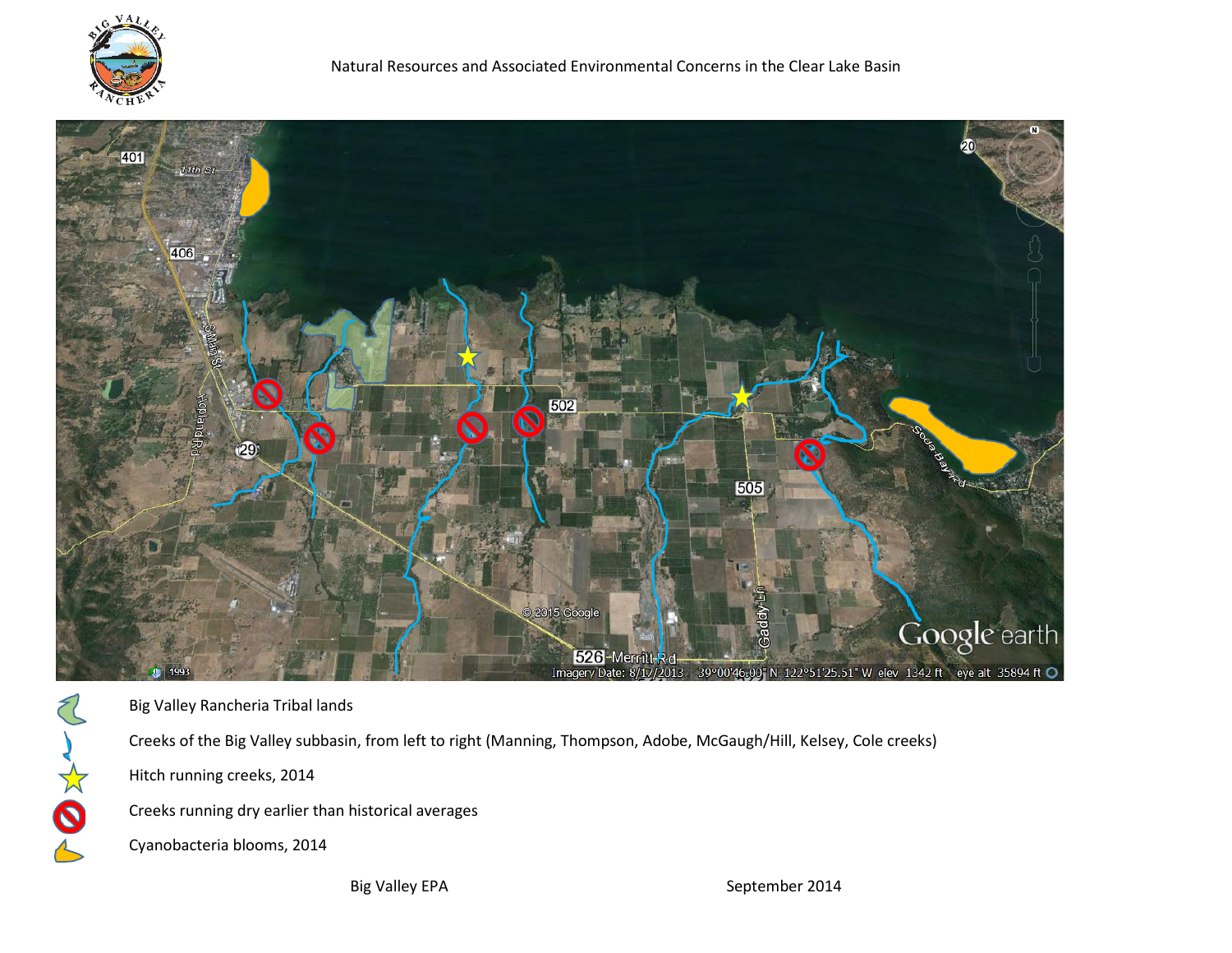# Natural Resources and Associated Environmental Concerns in the Clear Lake Basin

Big Valley Rancheria Tribal lands

Creeks of the Big Valley subbasin, from left to right (Manning, Thompson, Adobe, McGaugh/Hill, Kelsey, Cole creeks)

Hitch running creeks, 2014

Creeks running dry earlier than historical averages

Cyanobacteria blooms, 2014

Big Valley EPA

September 2014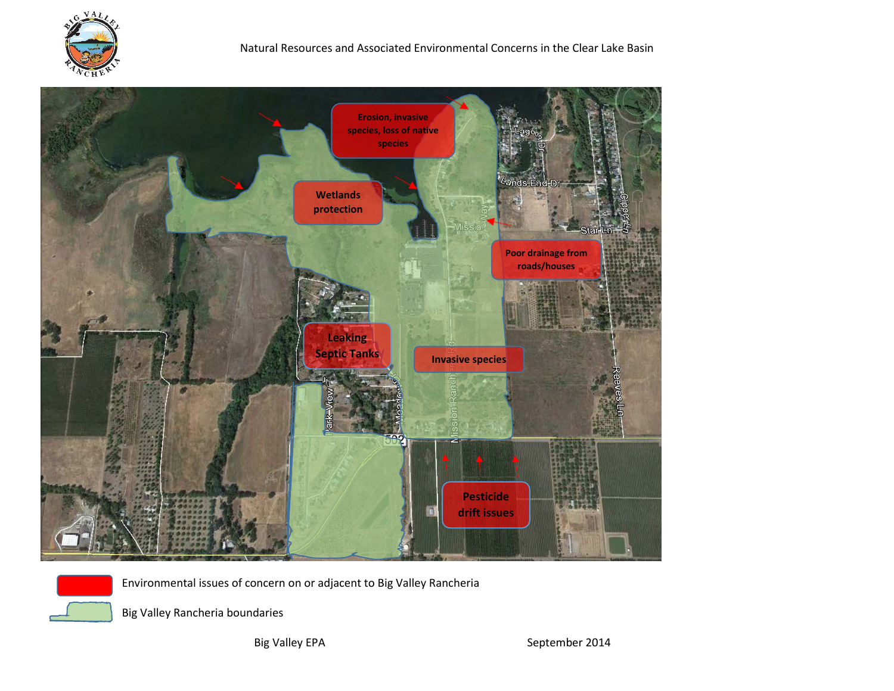Natural Resources and Associated Environmental Concerns in the Clear Lake Basin

Erosion, invasive species, loss of native species

Wetlands protection

Poor drainage from roads/houses

Leaking Septic Tanks

Invasive species

Pesticide drift issues

Lagoon Dr

Lands End Dr

Star Ln

Clipper Ln

Mission Way

Reeves Ln

Mission Rancheria Rd

Park View

Meadow Ct

Environmental issues of concern on or adjacent to Big Valley Rancheria

Big Valley Rancheria boundaries

Big Valley EPA

September 2014